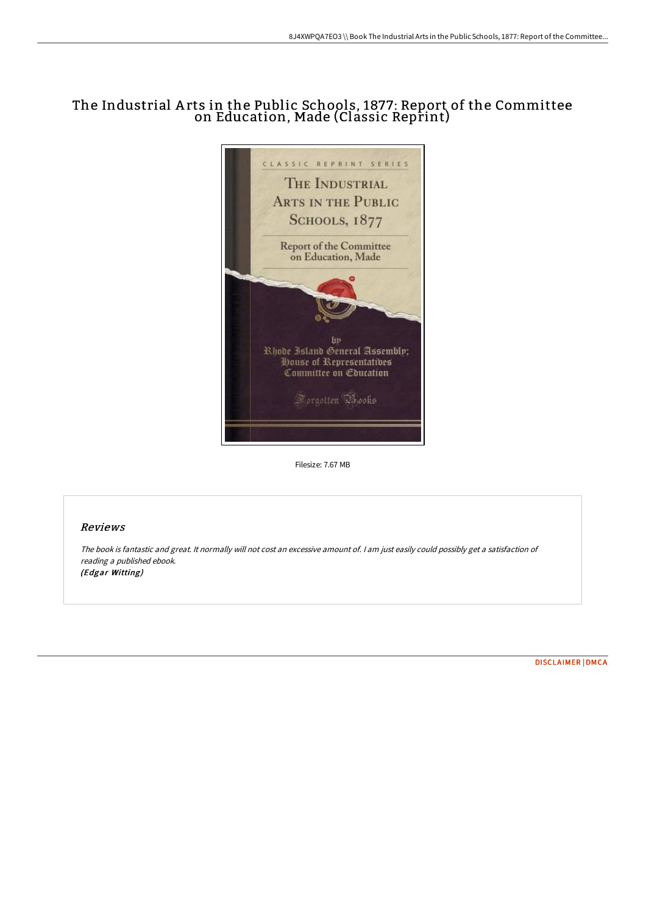# The Industrial Arts in the Public Schools, 1877: Report of the Committee on Education, Made (Classic Reprint)

Filesize: 7.67 MB

## Reviews

*The book is fantastic and great. It normally will not cost an excessive amount of. I am just easily could possibly get a satisfaction of reading a published ebook.*
***(Edgar Witting)***

[DISCLAIMER](#) | [DMCA](#)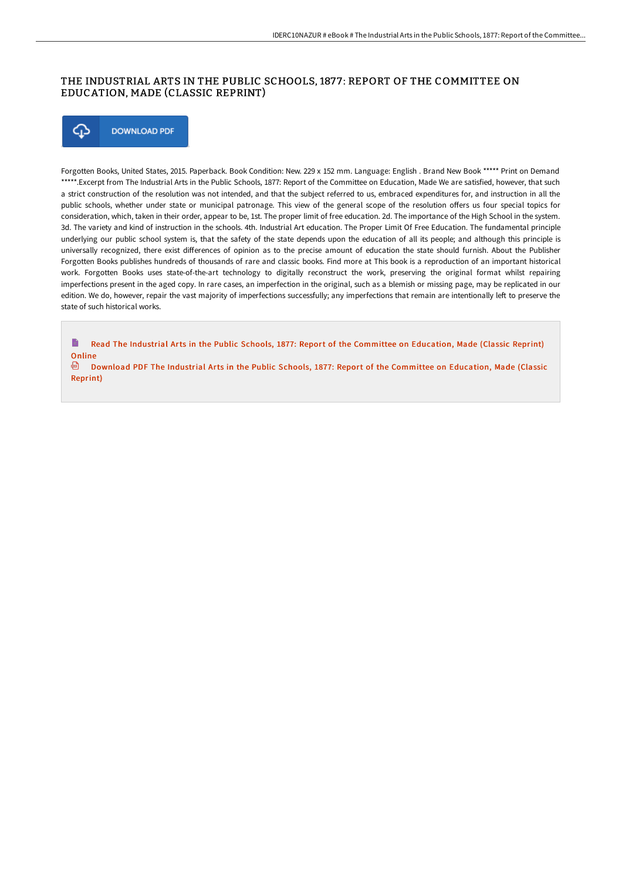# THE INDUSTRIAL ARTS IN THE PUBLIC SCHOOLS, 1877: REPORT OF THE COMMITTEE ON EDUCATION, MADE (CLASSIC REPRINT)

DOWNLOAD PDF

Forgotten Books, United States, 2015. Paperback. Book Condition: New. 229 x 152 mm. Language: English . Brand New Book ***** Print on Demand *****.Excerpt from The Industrial Arts in the Public Schools, 1877: Report of the Committee on Education, Made We are satisfied, however, that such a strict construction of the resolution was not intended, and that the subject referred to us, embraced expenditures for, and instruction in all the public schools, whether under state or municipal patronage. This view of the general scope of the resolution offers us four special topics for consideration, which, taken in their order, appear to be, 1st. The proper limit of free education. 2d. The importance of the High School in the system. 3d. The variety and kind of instruction in the schools. 4th. Industrial Art education. The Proper Limit Of Free Education. The fundamental principle underlying our public school system is, that the safety of the state depends upon the education of all its people; and although this principle is universally recognized, there exist differences of opinion as to the precise amount of education the state should furnish. About the Publisher Forgotten Books publishes hundreds of thousands of rare and classic books. Find more at This book is a reproduction of an important historical work. Forgotten Books uses state-of-the-art technology to digitally reconstruct the work, preserving the original format whilst repairing imperfections present in the aged copy. In rare cases, an imperfection in the original, such as a blemish or missing page, may be replicated in our edition. We do, however, repair the vast majority of imperfections successfully; any imperfections that remain are intentionally left to preserve the state of such historical works.

Read The Industrial Arts in the Public Schools, 1877: Report of the Committee on Education, Made (Classic Reprint) Online

Download PDF The Industrial Arts in the Public Schools, 1877: Report of the Committee on Education, Made (Classic Reprint)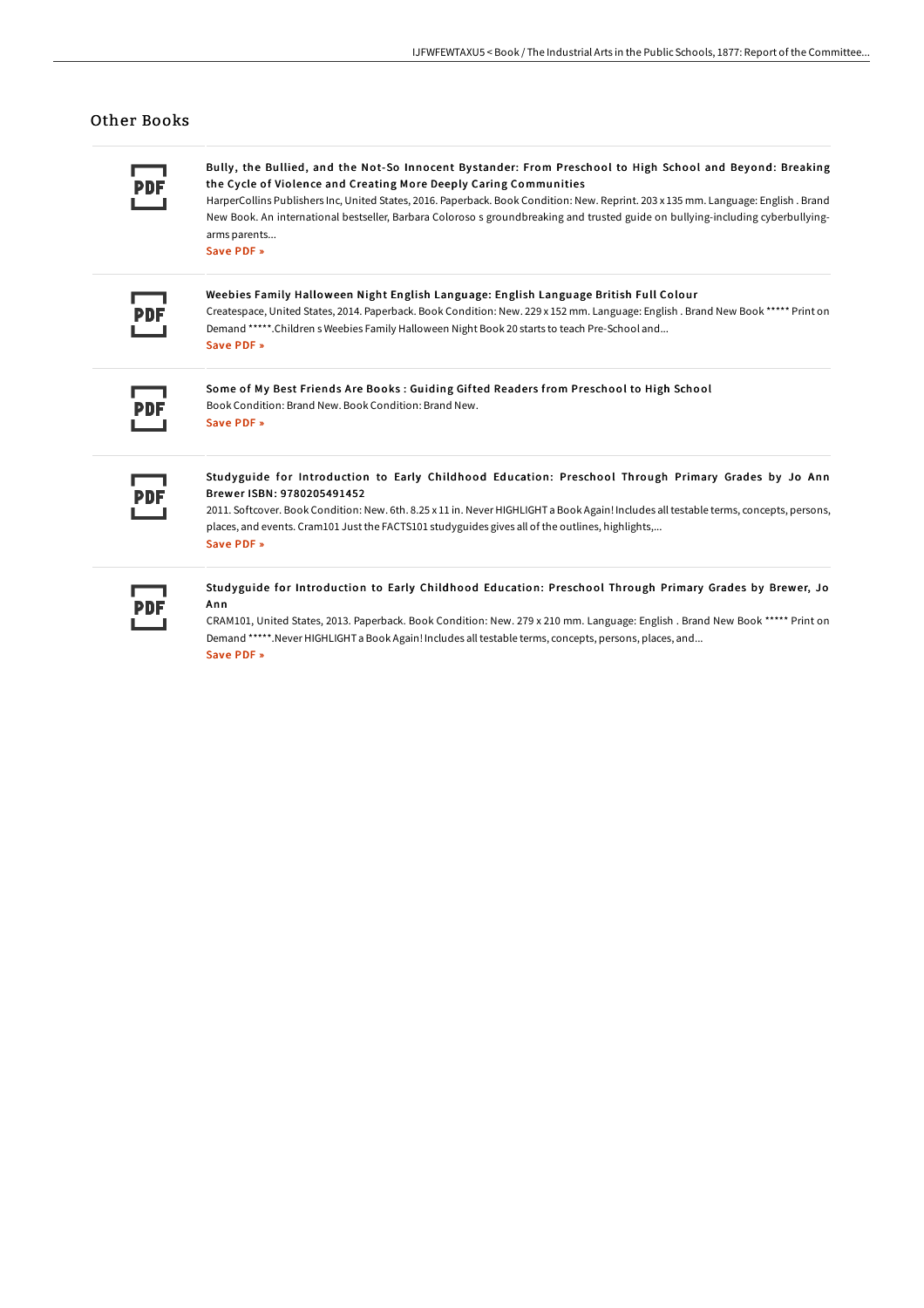## Other Books

**Bully, the Bullied, and the Not-So Innocent Bystander: From Preschool to High School and Beyond: Breaking the Cycle of Violence and Creating More Deeply Caring Communities**

HarperCollins Publishers Inc, United States, 2016. Paperback. Book Condition: New. Reprint. 203 x 135 mm. Language: English . Brand New Book. An international bestseller, Barbara Coloroso s groundbreaking and trusted guide on bullying-including cyberbullying-arms parents...

Save PDF »

**Weebies Family Halloween Night English Language: English Language British Full Colour**

Createspace, United States, 2014. Paperback. Book Condition: New. 229 x 152 mm. Language: English . Brand New Book ***** Print on Demand *****.Children s Weebies Family Halloween Night Book 20 starts to teach Pre-School and...

Save PDF »

**Some of My Best Friends Are Books : Guiding Gifted Readers from Preschool to High School**

Book Condition: Brand New. Book Condition: Brand New.

Save PDF »

**Studyguide for Introduction to Early Childhood Education: Preschool Through Primary Grades by Jo Ann Brewer ISBN: 9780205491452**

2011. Softcover. Book Condition: New. 6th. 8.25 x 11 in. Never HIGHLIGHT a Book Again! Includes all testable terms, concepts, persons, places, and events. Cram101 Just the FACTS101 studyguides gives all of the outlines, highlights,...

Save PDF »

**Studyguide for Introduction to Early Childhood Education: Preschool Through Primary Grades by Brewer, Jo Ann**

CRAM101, United States, 2013. Paperback. Book Condition: New. 279 x 210 mm. Language: English . Brand New Book ***** Print on Demand *****.Never HIGHLIGHT a Book Again! Includes all testable terms, concepts, persons, places, and...

Save PDF »